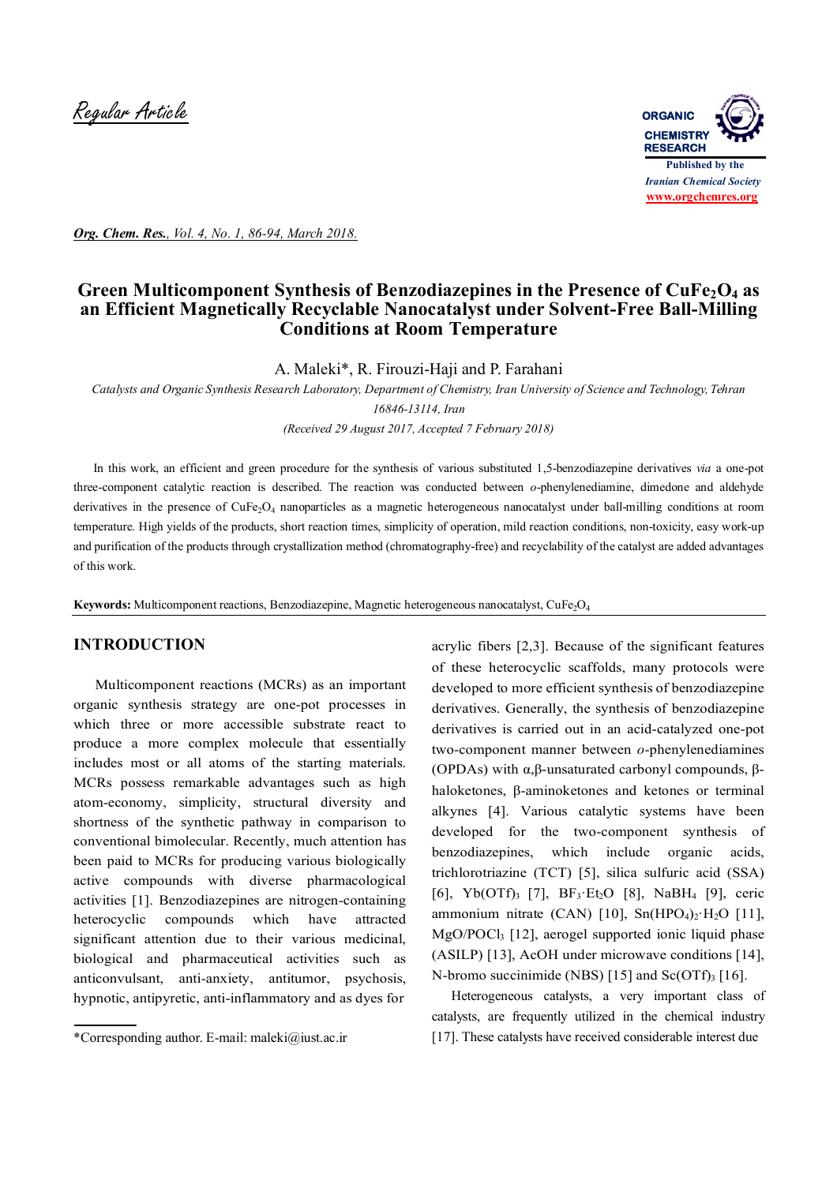Regular Article

# Green Multicomponent Synthesis of Benzodiazepines in the Presence of $CuFe_2O_4$ as an Efficient Magnetically Recyclable Nanocatalyst under Solvent-Free Ball-Milling Conditions at Room Temperature

A. Maleki*, R. Firouzi-Haji and P. Farahani

*Catalysts and Organic Synthesis Research Laboratory, Department of Chemistry, Iran University of Science and Technology, Tehran 16846-13114, Iran*

*(Received 29 August 2017, Accepted 7 February 2018)*

In this work, an efficient and green procedure for the synthesis of various substituted 1,5-benzodiazepine derivatives *via* a one-pot three-component catalytic reaction is described. The reaction was conducted between *o*-phenylenediamine, dimedone and aldehyde derivatives in the presence of $CuFe_2O_4$ nanoparticles as a magnetic heterogeneous nanocatalyst under ball-milling conditions at room temperature. High yields of the products, short reaction times, simplicity of operation, mild reaction conditions, non-toxicity, easy work-up and purification of the products through crystallization method (chromatography-free) and recyclability of the catalyst are added advantages of this work.

**Keywords:** Multicomponent reactions, Benzodiazepine, Magnetic heterogeneous nanocatalyst, $CuFe_2O_4$

## INTRODUCTION

Multicomponent reactions (MCRs) as an important organic synthesis strategy are one-pot processes in which three or more accessible substrate react to produce a more complex molecule that essentially includes most or all atoms of the starting materials. MCRs possess remarkable advantages such as high atom-economy, simplicity, structural diversity and shortness of the synthetic pathway in comparison to conventional bimolecular. Recently, much attention has been paid to MCRs for producing various biologically active compounds with diverse pharmacological activities [1]. Benzodiazepines are nitrogen-containing heterocyclic compounds which have attracted significant attention due to their various medicinal, biological and pharmaceutical activities such as anticonvulsant, anti-anxiety, antitumor, psychosis, hypnotic, antipyretic, anti-inflammatory and as dyes for acrylic fibers [2,3]. Because of the significant features of these heterocyclic scaffolds, many protocols were developed to more efficient synthesis of benzodiazepine derivatives. Generally, the synthesis of benzodiazepine derivatives is carried out in an acid-catalyzed one-pot two-component manner between *o*-phenylenediamines (OPDAs) with α,β-unsaturated carbonyl compounds, β-haloketones, β-aminoketones and ketones or terminal alkynes [4]. Various catalytic systems have been developed for the two-component synthesis of benzodiazepines, which include organic acids, trichlorotriazine (TCT) [5], silica sulfuric acid (SSA) [6], $Yb(OTf)_3$ [7], $BF_3{\cdot}Et_2O$ [8], $NaBH_4$ [9], ceric ammonium nitrate (CAN) [10], $Sn(HPO_4)_2{\cdot}H_2O$ [11], $MgO/POCl_3$ [12], aerogel supported ionic liquid phase (ASILP) [13], AcOH under microwave conditions [14], N-bromo succinimide (NBS) [15] and $Sc(OTf)_3$ [16].

Heterogeneous catalysts, a very important class of catalysts, are frequently utilized in the chemical industry [17]. These catalysts have received considerable interest due

*Corresponding author. E-mail: maleki@iust.ac.ir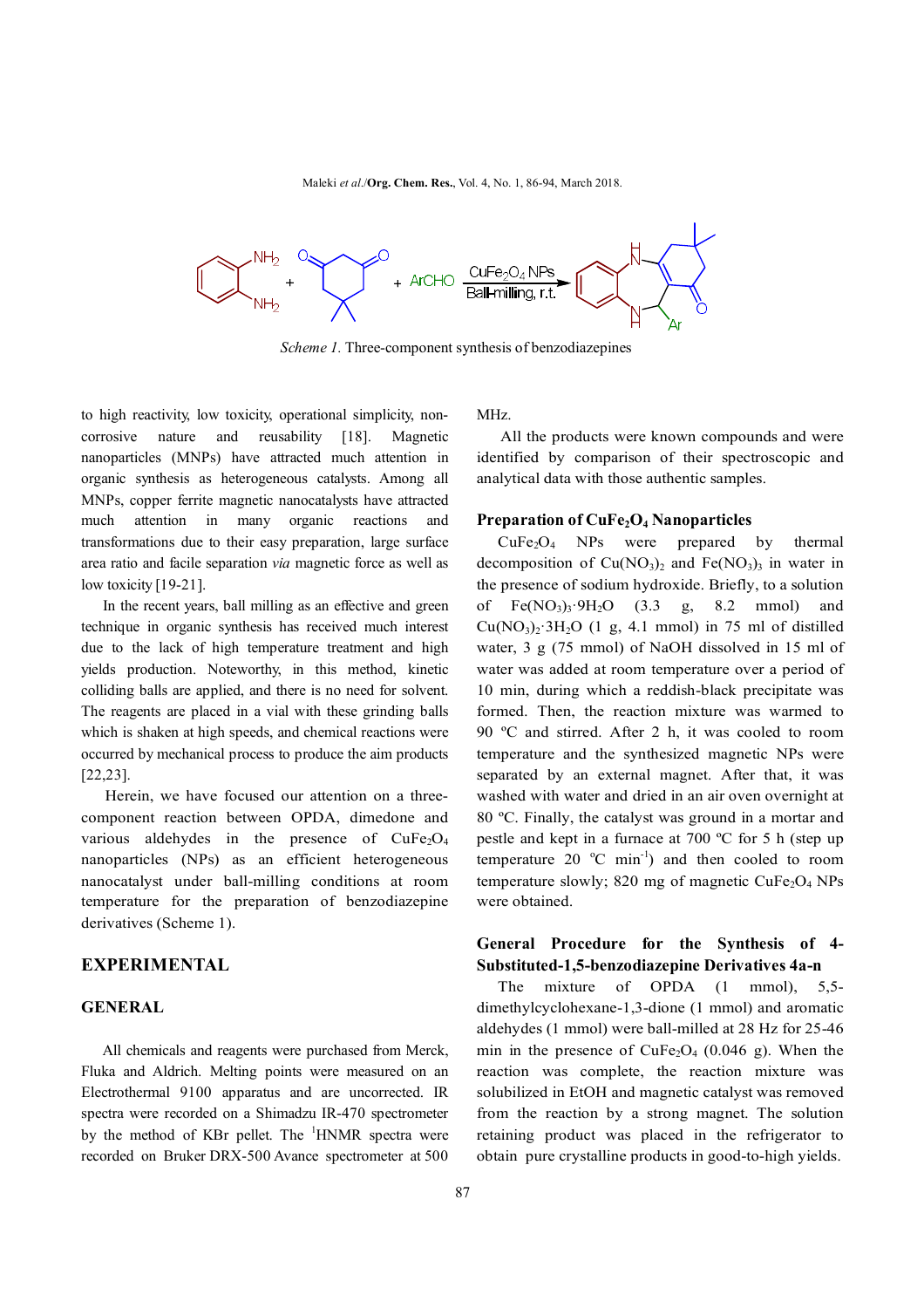*Scheme 1.* Three-component synthesis of benzodiazepines

to high reactivity, low toxicity, operational simplicity, non-corrosive nature and reusability [18]. Magnetic nanoparticles (MNPs) have attracted much attention in organic synthesis as heterogeneous catalysts. Among all MNPs, copper ferrite magnetic nanocatalysts have attracted much attention in many organic reactions and transformations due to their easy preparation, large surface area ratio and facile separation *via* magnetic force as well as low toxicity [19-21].

In the recent years, ball milling as an effective and green technique in organic synthesis has received much interest due to the lack of high temperature treatment and high yields production. Noteworthy, in this method, kinetic colliding balls are applied, and there is no need for solvent. The reagents are placed in a vial with these grinding balls which is shaken at high speeds, and chemical reactions were occurred by mechanical process to produce the aim products [22,23].

Herein, we have focused our attention on a three-component reaction between OPDA, dimedone and various aldehydes in the presence of $CuFe_2O_4$ nanoparticles (NPs) as an efficient heterogeneous nanocatalyst under ball-milling conditions at room temperature for the preparation of benzodiazepine derivatives (Scheme 1).

## EXPERIMENTAL

### GENERAL

All chemicals and reagents were purchased from Merck, Fluka and Aldrich. Melting points were measured on an Electrothermal 9100 apparatus and are uncorrected. IR spectra were recorded on a Shimadzu IR-470 spectrometer by the method of KBr pellet. The $^1$HNMR spectra were recorded on Bruker DRX-500 Avance spectrometer at 500 MHz.

All the products were known compounds and were identified by comparison of their spectroscopic and analytical data with those authentic samples.

### Preparation of $CuFe_2O_4$ Nanoparticles

$CuFe_2O_4$ NPs were prepared by thermal decomposition of $Cu(NO_3)_2$ and $Fe(NO_3)_3$ in water in the presence of sodium hydroxide. Briefly, to a solution of $Fe(NO_3)_3 \cdot 9H_2O$ (3.3 g, 8.2 mmol) and $Cu(NO_3)_2 \cdot 3H_2O$ (1 g, 4.1 mmol) in 75 ml of distilled water, 3 g (75 mmol) of NaOH dissolved in 15 ml of water was added at room temperature over a period of 10 min, during which a reddish-black precipitate was formed. Then, the reaction mixture was warmed to 90 ºC and stirred. After 2 h, it was cooled to room temperature and the synthesized magnetic NPs were separated by an external magnet. After that, it was washed with water and dried in an air oven overnight at 80 ºC. Finally, the catalyst was ground in a mortar and pestle and kept in a furnace at 700 ºC for 5 h (step up temperature 20 ºC min$^{-1}$) and then cooled to room temperature slowly; 820 mg of magnetic $CuFe_2O_4$ NPs were obtained.

### General Procedure for the Synthesis of 4-Substituted-1,5-benzodiazepine Derivatives 4a-n

The mixture of OPDA (1 mmol), 5,5-dimethylcyclohexane-1,3-dione (1 mmol) and aromatic aldehydes (1 mmol) were ball-milled at 28 Hz for 25-46 min in the presence of $CuFe_2O_4$ (0.046 g). When the reaction was complete, the reaction mixture was solubilized in EtOH and magnetic catalyst was removed from the reaction by a strong magnet. The solution retaining product was placed in the refrigerator to obtain pure crystalline products in good-to-high yields.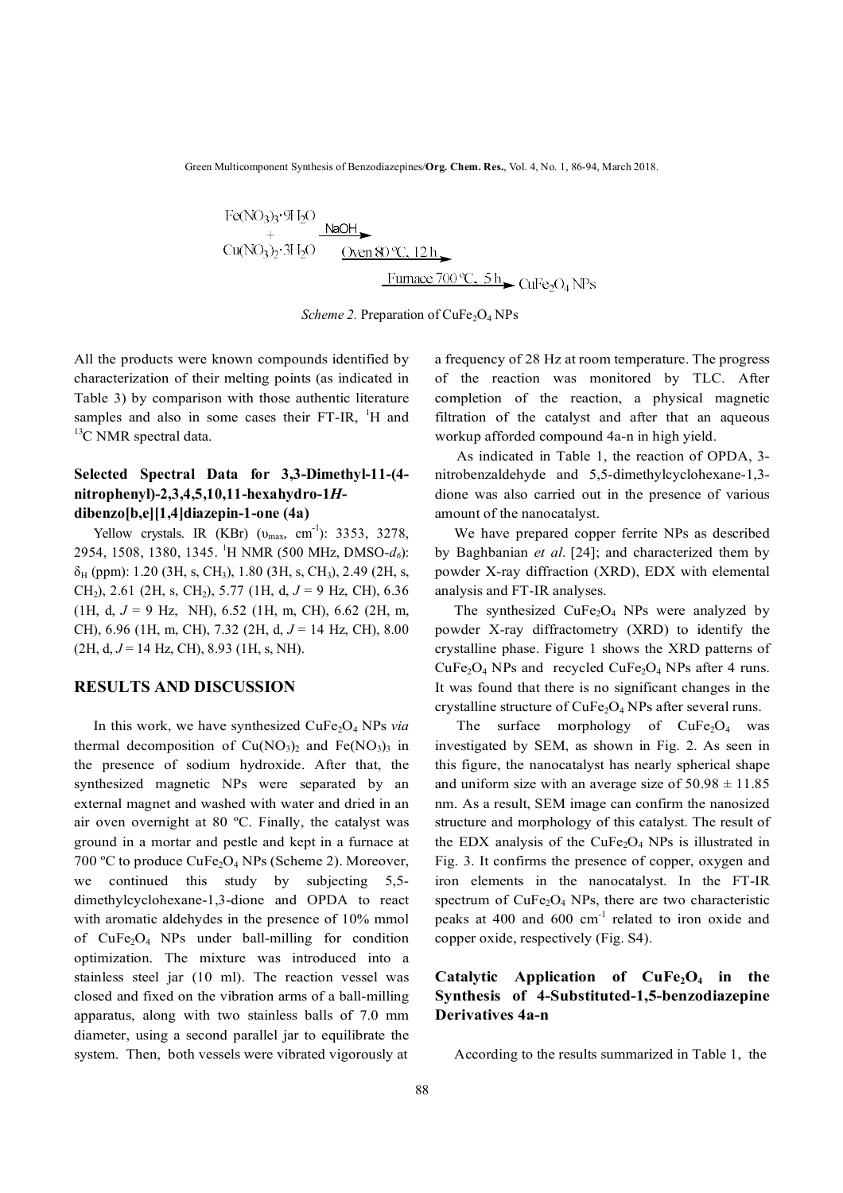$$Fe(NO_3)_3 \cdot 9H_2O + Cu(NO_3)_2 \cdot 3H_2O \xrightarrow{NaOH} \xrightarrow{\text{Oven } 80\ ^\circ C,\ 12\ h} \xrightarrow{\text{Furnace } 700\ ^\circ C,\ 5\ h} CuFe_2O_4\ NPs$$

*Scheme 2.* Preparation of $CuFe_2O_4$ NPs

All the products were known compounds identified by characterization of their melting points (as indicated in Table 3) by comparison with those authentic literature samples and also in some cases their FT-IR, $^1H$ and $^{13}C$ NMR spectral data.

### Selected Spectral Data for 3,3-Dimethyl-11-(4-nitrophenyl)-2,3,4,5,10,11-hexahydro-1*H*-dibenzo[b,e][1,4]diazepin-1-one (4a)

Yellow crystals. IR (KBr) ($\upsilon_{max}$, cm$^{-1}$): 3353, 3278, 2954, 1508, 1380, 1345. $^1H$ NMR (500 MHz, DMSO-$d_6$): $\delta_H$ (ppm): 1.20 (3H, s, $CH_3$), 1.80 (3H, s, $CH_3$), 2.49 (2H, s, $CH_2$), 2.61 (2H, s, $CH_2$), 5.77 (1H, d, $J$ = 9 Hz, CH), 6.36 (1H, d, $J$ = 9 Hz, NH), 6.52 (1H, m, CH), 6.62 (2H, m, CH), 6.96 (1H, m, CH), 7.32 (2H, d, $J$ = 14 Hz, CH), 8.00 (2H, d, $J$ = 14 Hz, CH), 8.93 (1H, s, NH).

## RESULTS AND DISCUSSION

In this work, we have synthesized $CuFe_2O_4$ NPs *via* thermal decomposition of $Cu(NO_3)_2$ and $Fe(NO_3)_3$ in the presence of sodium hydroxide. After that, the synthesized magnetic NPs were separated by an external magnet and washed with water and dried in an air oven overnight at 80 ºC. Finally, the catalyst was ground in a mortar and pestle and kept in a furnace at 700 ºC to produce $CuFe_2O_4$ NPs (Scheme 2). Moreover, we continued this study by subjecting 5,5-dimethylcyclohexane-1,3-dione and OPDA to react with aromatic aldehydes in the presence of 10% mmol of $CuFe_2O_4$ NPs under ball-milling for condition optimization. The mixture was introduced into a stainless steel jar (10 ml). The reaction vessel was closed and fixed on the vibration arms of a ball-milling apparatus, along with two stainless balls of 7.0 mm diameter, using a second parallel jar to equilibrate the system. Then, both vessels were vibrated vigorously at a frequency of 28 Hz at room temperature. The progress of the reaction was monitored by TLC. After completion of the reaction, a physical magnetic filtration of the catalyst and after that an aqueous workup afforded compound 4a-n in high yield.

As indicated in Table 1, the reaction of OPDA, 3-nitrobenzaldehyde and 5,5-dimethylcyclohexane-1,3-dione was also carried out in the presence of various amount of the nanocatalyst.

We have prepared copper ferrite NPs as described by Baghbanian *et al*. [24]; and characterized them by powder X-ray diffraction (XRD), EDX with elemental analysis and FT-IR analyses.

The synthesized $CuFe_2O_4$ NPs were analyzed by powder X-ray diffractometry (XRD) to identify the crystalline phase. Figure 1 shows the XRD patterns of $CuFe_2O_4$ NPs and recycled $CuFe_2O_4$ NPs after 4 runs. It was found that there is no significant changes in the crystalline structure of $CuFe_2O_4$ NPs after several runs.

The surface morphology of $CuFe_2O_4$ was investigated by SEM, as shown in Fig. 2. As seen in this figure, the nanocatalyst has nearly spherical shape and uniform size with an average size of $50.98 \pm 11.85$ nm. As a result, SEM image can confirm the nanosized structure and morphology of this catalyst. The result of the EDX analysis of the $CuFe_2O_4$ NPs is illustrated in Fig. 3. It confirms the presence of copper, oxygen and iron elements in the nanocatalyst. In the FT-IR spectrum of $CuFe_2O_4$ NPs, there are two characteristic peaks at 400 and 600 cm$^{-1}$ related to iron oxide and copper oxide, respectively (Fig. S4).

### Catalytic Application of $CuFe_2O_4$ in the Synthesis of 4-Substituted-1,5-benzodiazepine Derivatives 4a-n

According to the results summarized in Table 1, the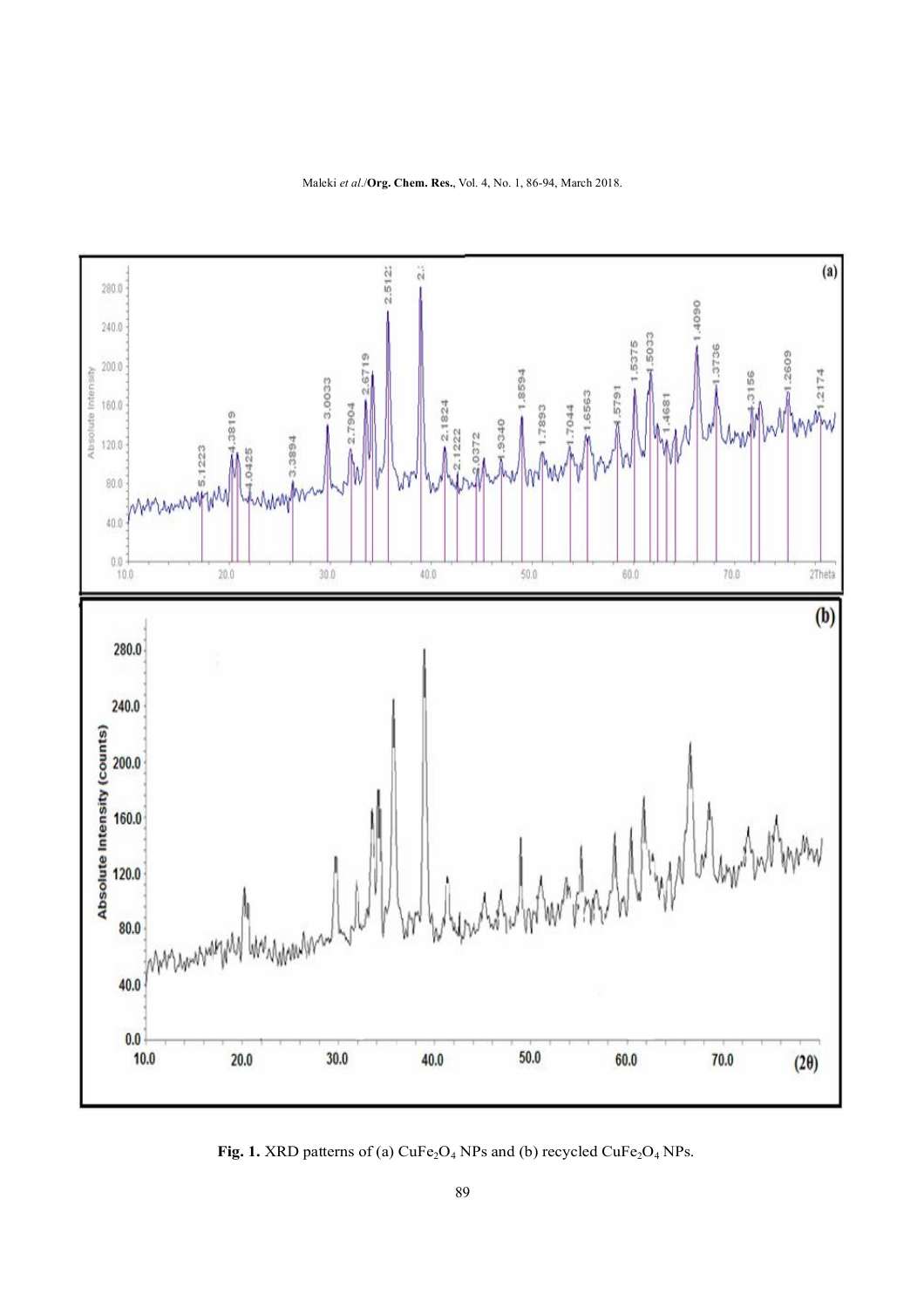**Fig. 1.** XRD patterns of (a) $CuFe_2O_4$ NPs and (b) recycled $CuFe_2O_4$ NPs.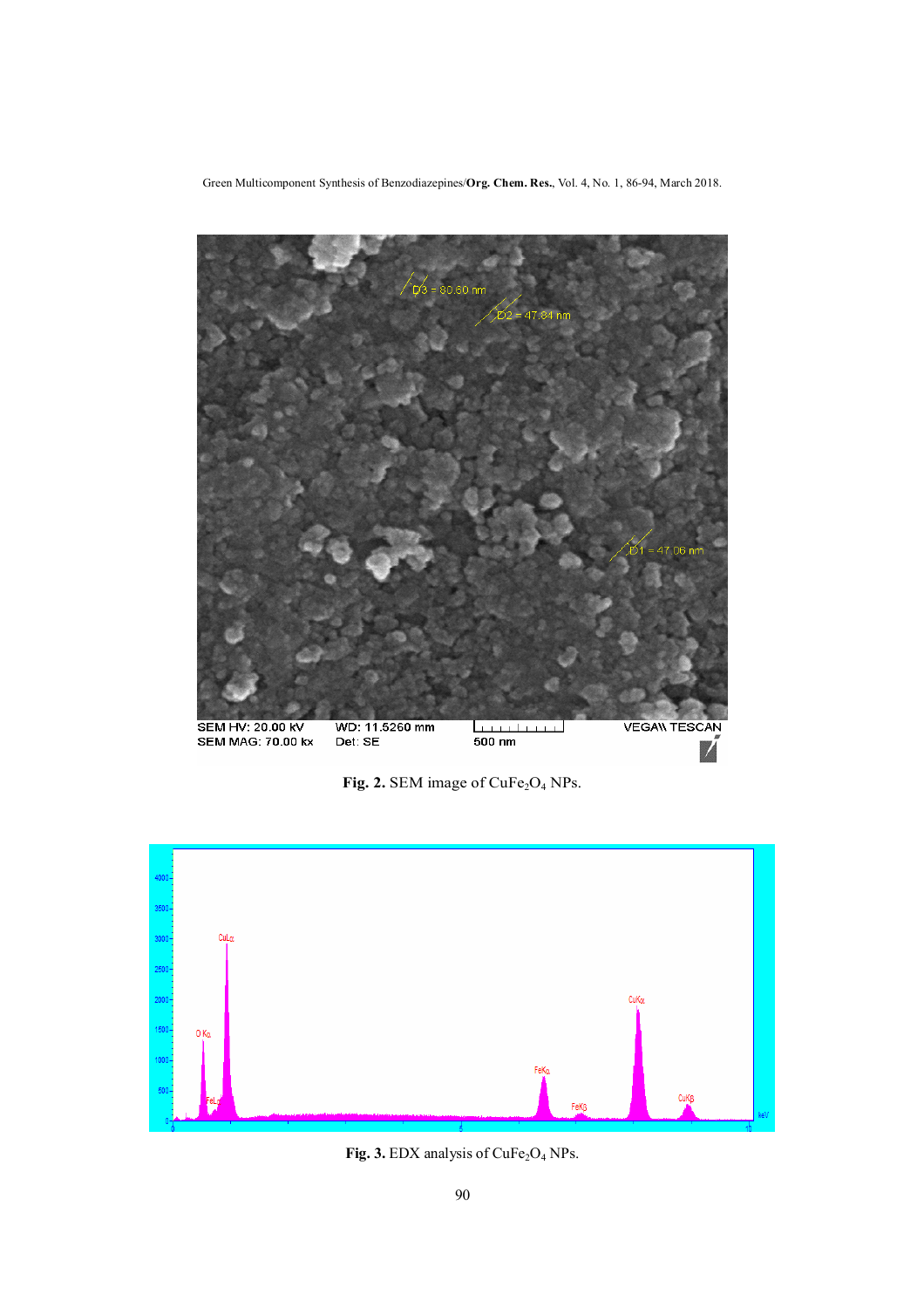**Fig. 2.** SEM image of $CuFe_2O_4$ NPs.

**Fig. 3.** EDX analysis of $CuFe_2O_4$ NPs.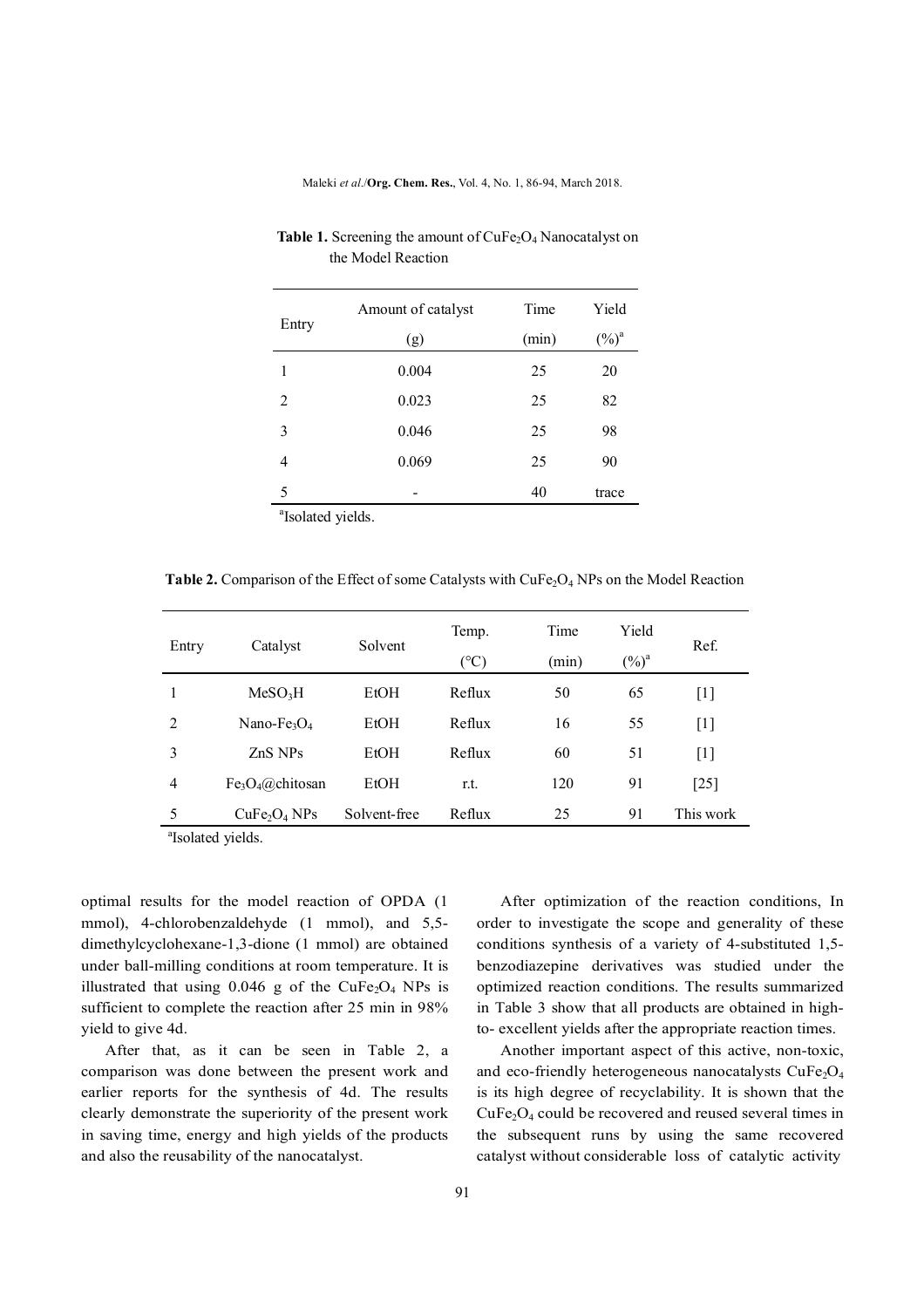**Table 1.** Screening the amount of $CuFe_2O_4$ Nanocatalyst on the Model Reaction

| Entry | Amount of catalyst (g) | Time (min) | Yield (%)[a] |
|---|---|---|---|
| 1 | 0.004 | 25 | 20 |
| 2 | 0.023 | 25 | 82 |
| 3 | 0.046 | 25 | 98 |
| 4 | 0.069 | 25 | 90 |
| 5 | - | 40 | trace |

[a]Isolated yields.

**Table 2.** Comparison of the Effect of some Catalysts with $CuFe_2O_4$ NPs on the Model Reaction

| Entry | Catalyst | Solvent | Temp. (°C) | Time (min) | Yield (%)[a] | Ref. |
|---|---|---|---|---|---|---|
| 1 | $MeSO_3H$ | EtOH | Reflux | 50 | 65 | [1] |
| 2 | Nano-$Fe_3O_4$ | EtOH | Reflux | 16 | 55 | [1] |
| 3 | ZnS NPs | EtOH | Reflux | 60 | 51 | [1] |
| 4 | $Fe_3O_4$@chitosan | EtOH | r.t. | 120 | 91 | [25] |
| 5 | $CuFe_2O_4$ NPs | Solvent-free | Reflux | 25 | 91 | This work |

[a]Isolated yields.

optimal results for the model reaction of OPDA (1 mmol), 4-chlorobenzaldehyde (1 mmol), and 5,5-dimethylcyclohexane-1,3-dione (1 mmol) are obtained under ball-milling conditions at room temperature. It is illustrated that using 0.046 g of the $CuFe_2O_4$ NPs is sufficient to complete the reaction after 25 min in 98% yield to give 4d.

After that, as it can be seen in Table 2, a comparison was done between the present work and earlier reports for the synthesis of 4d. The results clearly demonstrate the superiority of the present work in saving time, energy and high yields of the products and also the reusability of the nanocatalyst.

After optimization of the reaction conditions, In order to investigate the scope and generality of these conditions synthesis of a variety of 4-substituted 1,5-benzodiazepine derivatives was studied under the optimized reaction conditions. The results summarized in Table 3 show that all products are obtained in high-to- excellent yields after the appropriate reaction times.

Another important aspect of this active, non-toxic, and eco-friendly heterogeneous nanocatalysts $CuFe_2O_4$ is its high degree of recyclability. It is shown that the $CuFe_2O_4$ could be recovered and reused several times in the subsequent runs by using the same recovered catalyst without considerable loss of catalytic activity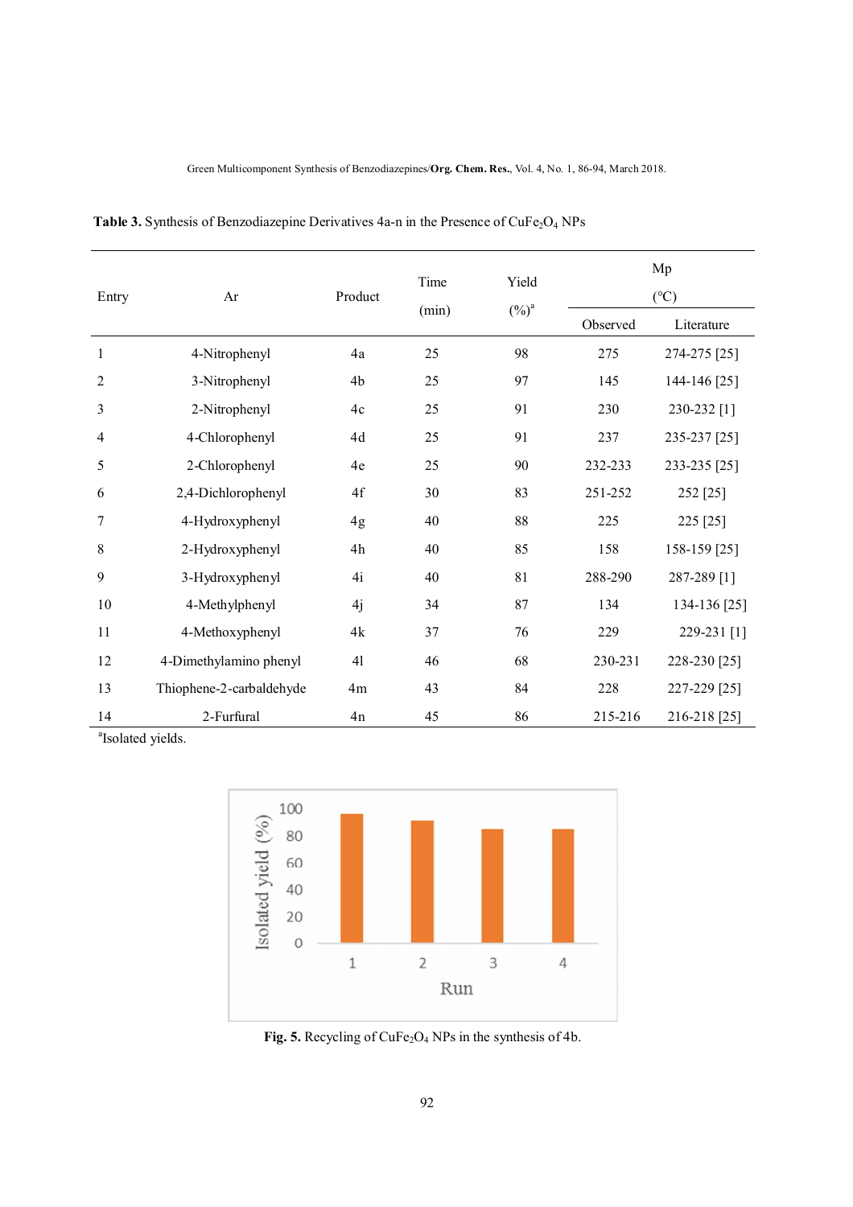**Table 3.** Synthesis of Benzodiazepine Derivatives 4a-n in the Presence of $CuFe_2O_4$ NPs

| Entry | Ar | Product | Time (min) | Yield (%)[a] | Mp (°C) Observed | Mp (°C) Literature |
|---|---|---|---|---|---|---|
| 1 | 4-Nitrophenyl | 4a | 25 | 98 | 275 | 274-275 [25] |
| 2 | 3-Nitrophenyl | 4b | 25 | 97 | 145 | 144-146 [25] |
| 3 | 2-Nitrophenyl | 4c | 25 | 91 | 230 | 230-232 [1] |
| 4 | 4-Chlorophenyl | 4d | 25 | 91 | 237 | 235-237 [25] |
| 5 | 2-Chlorophenyl | 4e | 25 | 90 | 232-233 | 233-235 [25] |
| 6 | 2,4-Dichlorophenyl | 4f | 30 | 83 | 251-252 | 252 [25] |
| 7 | 4-Hydroxyphenyl | 4g | 40 | 88 | 225 | 225 [25] |
| 8 | 2-Hydroxyphenyl | 4h | 40 | 85 | 158 | 158-159 [25] |
| 9 | 3-Hydroxyphenyl | 4i | 40 | 81 | 288-290 | 287-289 [1] |
| 10 | 4-Methylphenyl | 4j | 34 | 87 | 134 | 134-136 [25] |
| 11 | 4-Methoxyphenyl | 4k | 37 | 76 | 229 | 229-231 [1] |
| 12 | 4-Dimethylamino phenyl | 4l | 46 | 68 | 230-231 | 228-230 [25] |
| 13 | Thiophene-2-carbaldehyde | 4m | 43 | 84 | 228 | 227-229 [25] |
| 14 | 2-Furfural | 4n | 45 | 86 | 215-216 | 216-218 [25] |

[a]Isolated yields.

**Fig. 5.** Recycling of $CuFe_2O_4$ NPs in the synthesis of 4b.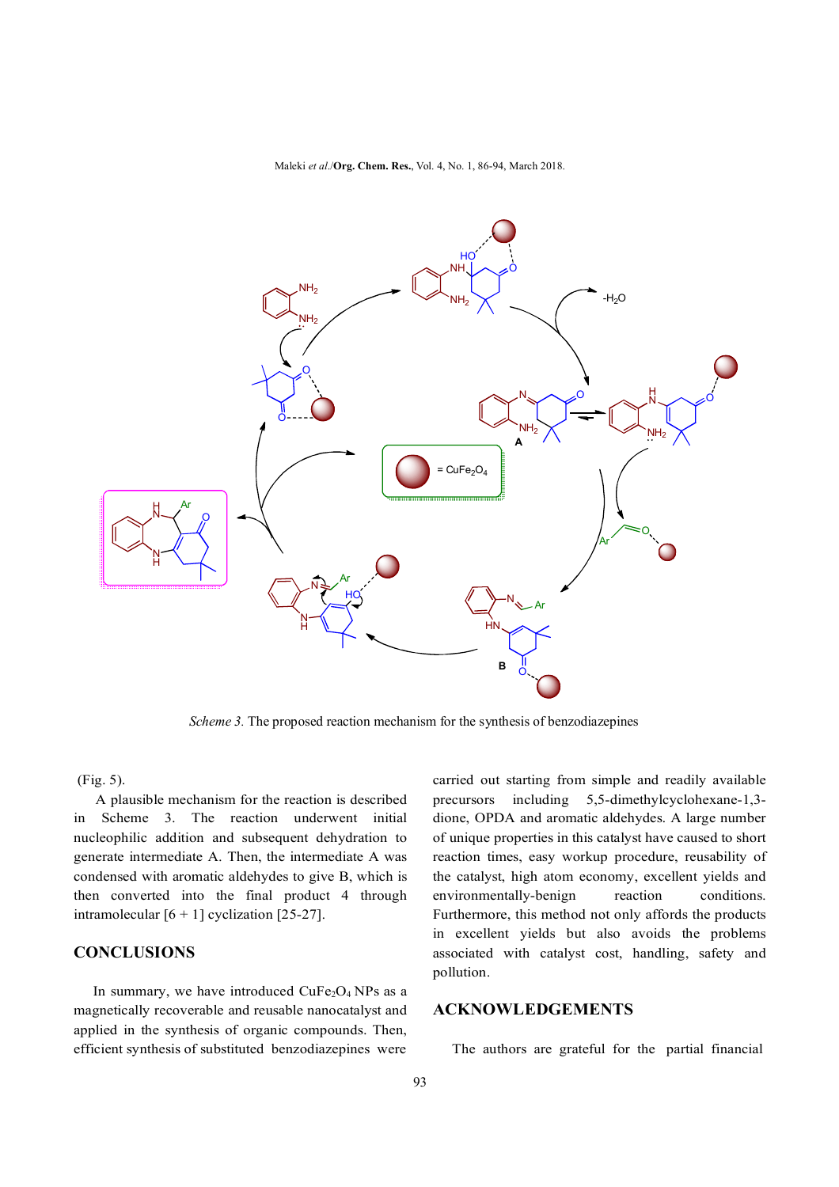*Scheme 3.* The proposed reaction mechanism for the synthesis of benzodiazepines

(Fig. 5).

A plausible mechanism for the reaction is described in Scheme 3. The reaction underwent initial nucleophilic addition and subsequent dehydration to generate intermediate A. Then, the intermediate A was condensed with aromatic aldehydes to give B, which is then converted into the final product 4 through intramolecular [6 + 1] cyclization [25-27].

## CONCLUSIONS

In summary, we have introduced $CuFe_2O_4$ NPs as a magnetically recoverable and reusable nanocatalyst and applied in the synthesis of organic compounds. Then, efficient synthesis of substituted benzodiazepines were carried out starting from simple and readily available precursors including 5,5-dimethylcyclohexane-1,3-dione, OPDA and aromatic aldehydes. A large number of unique properties in this catalyst have caused to short reaction times, easy workup procedure, reusability of the catalyst, high atom economy, excellent yields and environmentally-benign reaction conditions. Furthermore, this method not only affords the products in excellent yields but also avoids the problems associated with catalyst cost, handling, safety and pollution.

## ACKNOWLEDGEMENTS

The authors are grateful for the partial financial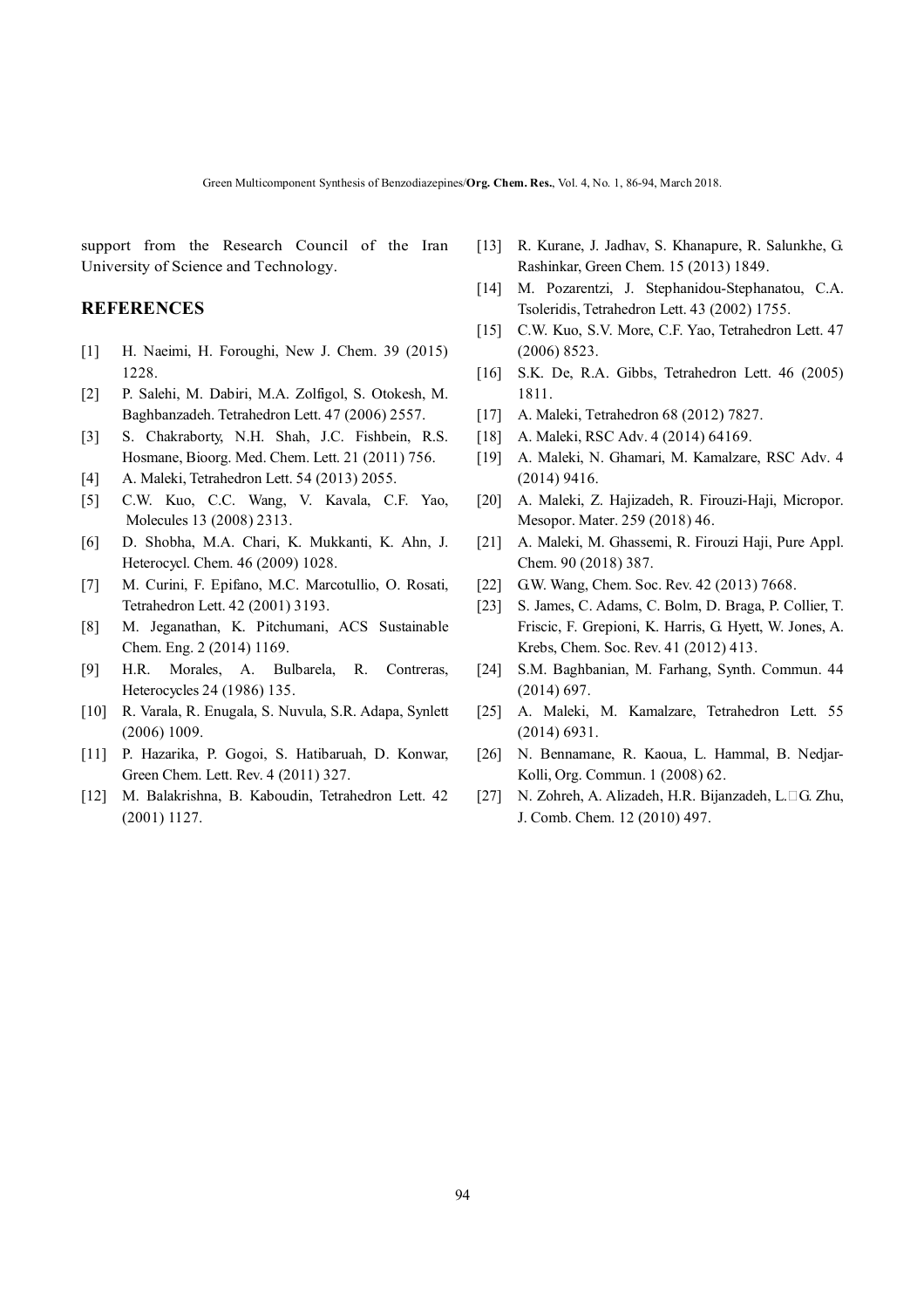support from the Research Council of the Iran University of Science and Technology.

## REFERENCES

[1] H. Naeimi, H. Foroughi, New J. Chem. 39 (2015) 1228.

[2] P. Salehi, M. Dabiri, M.A. Zolfigol, S. Otokesh, M. Baghbanzadeh. Tetrahedron Lett. 47 (2006) 2557.

[3] S. Chakraborty, N.H. Shah, J.C. Fishbein, R.S. Hosmane, Bioorg. Med. Chem. Lett. 21 (2011) 756.

[4] A. Maleki, Tetrahedron Lett. 54 (2013) 2055.

[5] C.W. Kuo, C.C. Wang, V. Kavala, C.F. Yao, Molecules 13 (2008) 2313.

[6] D. Shobha, M.A. Chari, K. Mukkanti, K. Ahn, J. Heterocycl. Chem. 46 (2009) 1028.

[7] M. Curini, F. Epifano, M.C. Marcotullio, O. Rosati, Tetrahedron Lett. 42 (2001) 3193.

[8] M. Jeganathan, K. Pitchumani, ACS Sustainable Chem. Eng. 2 (2014) 1169.

[9] H.R. Morales, A. Bulbarela, R. Contreras, Heterocycles 24 (1986) 135.

[10] R. Varala, R. Enugala, S. Nuvula, S.R. Adapa, Synlett (2006) 1009.

[11] P. Hazarika, P. Gogoi, S. Hatibaruah, D. Konwar, Green Chem. Lett. Rev. 4 (2011) 327.

[12] M. Balakrishna, B. Kaboudin, Tetrahedron Lett. 42 (2001) 1127.

[13] R. Kurane, J. Jadhav, S. Khanapure, R. Salunkhe, G. Rashinkar, Green Chem. 15 (2013) 1849.

[14] M. Pozarentzi, J. Stephanidou-Stephanatou, C.A. Tsoleridis, Tetrahedron Lett. 43 (2002) 1755.

[15] C.W. Kuo, S.V. More, C.F. Yao, Tetrahedron Lett. 47 (2006) 8523.

[16] S.K. De, R.A. Gibbs, Tetrahedron Lett. 46 (2005) 1811.

[17] A. Maleki, Tetrahedron 68 (2012) 7827.

[18] A. Maleki, RSC Adv. 4 (2014) 64169.

[19] A. Maleki, N. Ghamari, M. Kamalzare, RSC Adv. 4 (2014) 9416.

[20] A. Maleki, Z. Hajizadeh, R. Firouzi-Haji, Micropor. Mesopor. Mater. 259 (2018) 46.

[21] A. Maleki, M. Ghassemi, R. Firouzi Haji, Pure Appl. Chem. 90 (2018) 387.

[22] G.W. Wang, Chem. Soc. Rev. 42 (2013) 7668.

[23] S. James, C. Adams, C. Bolm, D. Braga, P. Collier, T. Friscic, F. Grepioni, K. Harris, G. Hyett, W. Jones, A. Krebs, Chem. Soc. Rev. 41 (2012) 413.

[24] S.M. Baghbanian, M. Farhang, Synth. Commun. 44 (2014) 697.

[25] A. Maleki, M. Kamalzare, Tetrahedron Lett. 55 (2014) 6931.

[26] N. Bennamane, R. Kaoua, L. Hammal, B. Nedjar-Kolli, Org. Commun. 1 (2008) 62.

[27] N. Zohreh, A. Alizadeh, H.R. Bijanzadeh, L.G. Zhu, J. Comb. Chem. 12 (2010) 497.